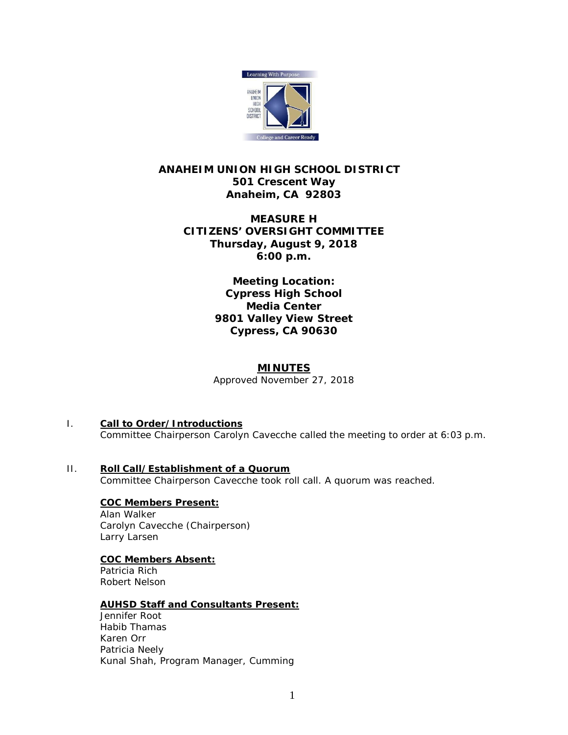**ANAHEIM UNION HIGH SCHOOL DISTRICT**
**501 Crescent Way**
**Anaheim, CA 92803**

**MEASURE H**
**CITIZENS' OVERSIGHT COMMITTEE**
**Thursday, August 9, 2018**
**6:00 p.m.**

**Meeting Location:**
**Cypress High School**
**Media Center**
**9801 Valley View Street**
**Cypress, CA 90630**

# MINUTES

Approved November 27, 2018

## I. Call to Order/Introductions

Committee Chairperson Carolyn Cavecche called the meeting to order at 6:03 p.m.

## II. Roll Call/Establishment of a Quorum

Committee Chairperson Cavecche took roll call. A quorum was reached.

**COC Members Present:**

Alan Walker
Carolyn Cavecche (Chairperson)
Larry Larsen

**COC Members Absent:**

Patricia Rich
Robert Nelson

**AUHSD Staff and Consultants Present:**

Jennifer Root
Habib Thamas
Karen Orr
Patricia Neely
Kunal Shah, Program Manager, Cumming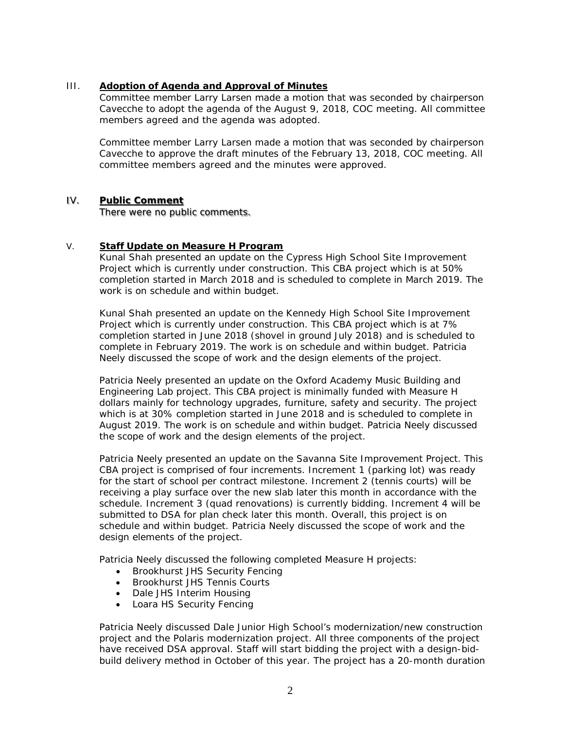## III. **Adoption of Agenda and Approval of Minutes**

Committee member Larry Larsen made a motion that was seconded by chairperson Cavecche to adopt the agenda of the August 9, 2018, COC meeting. All committee members agreed and the agenda was adopted.

Committee member Larry Larsen made a motion that was seconded by chairperson Cavecche to approve the draft minutes of the February 13, 2018, COC meeting. All committee members agreed and the minutes were approved.

## IV. **Public Comment**

There were no public comments.

## V. **Staff Update on Measure H Program**

Kunal Shah presented an update on the Cypress High School Site Improvement Project which is currently under construction. This CBA project which is at 50% completion started in March 2018 and is scheduled to complete in March 2019. The work is on schedule and within budget.

Kunal Shah presented an update on the Kennedy High School Site Improvement Project which is currently under construction. This CBA project which is at 7% completion started in June 2018 (shovel in ground July 2018) and is scheduled to complete in February 2019. The work is on schedule and within budget. Patricia Neely discussed the scope of work and the design elements of the project.

Patricia Neely presented an update on the Oxford Academy Music Building and Engineering Lab project. This CBA project is minimally funded with Measure H dollars mainly for technology upgrades, furniture, safety and security. The project which is at 30% completion started in June 2018 and is scheduled to complete in August 2019. The work is on schedule and within budget. Patricia Neely discussed the scope of work and the design elements of the project.

Patricia Neely presented an update on the Savanna Site Improvement Project. This CBA project is comprised of four increments. Increment 1 (parking lot) was ready for the start of school per contract milestone. Increment 2 (tennis courts) will be receiving a play surface over the new slab later this month in accordance with the schedule. Increment 3 (quad renovations) is currently bidding. Increment 4 will be submitted to DSA for plan check later this month. Overall, this project is on schedule and within budget. Patricia Neely discussed the scope of work and the design elements of the project.

Patricia Neely discussed the following completed Measure H projects:

- Brookhurst JHS Security Fencing
- Brookhurst JHS Tennis Courts
- Dale JHS Interim Housing
- Loara HS Security Fencing

Patricia Neely discussed Dale Junior High School's modernization/new construction project and the Polaris modernization project. All three components of the project have received DSA approval. Staff will start bidding the project with a design-bid-build delivery method in October of this year. The project has a 20-month duration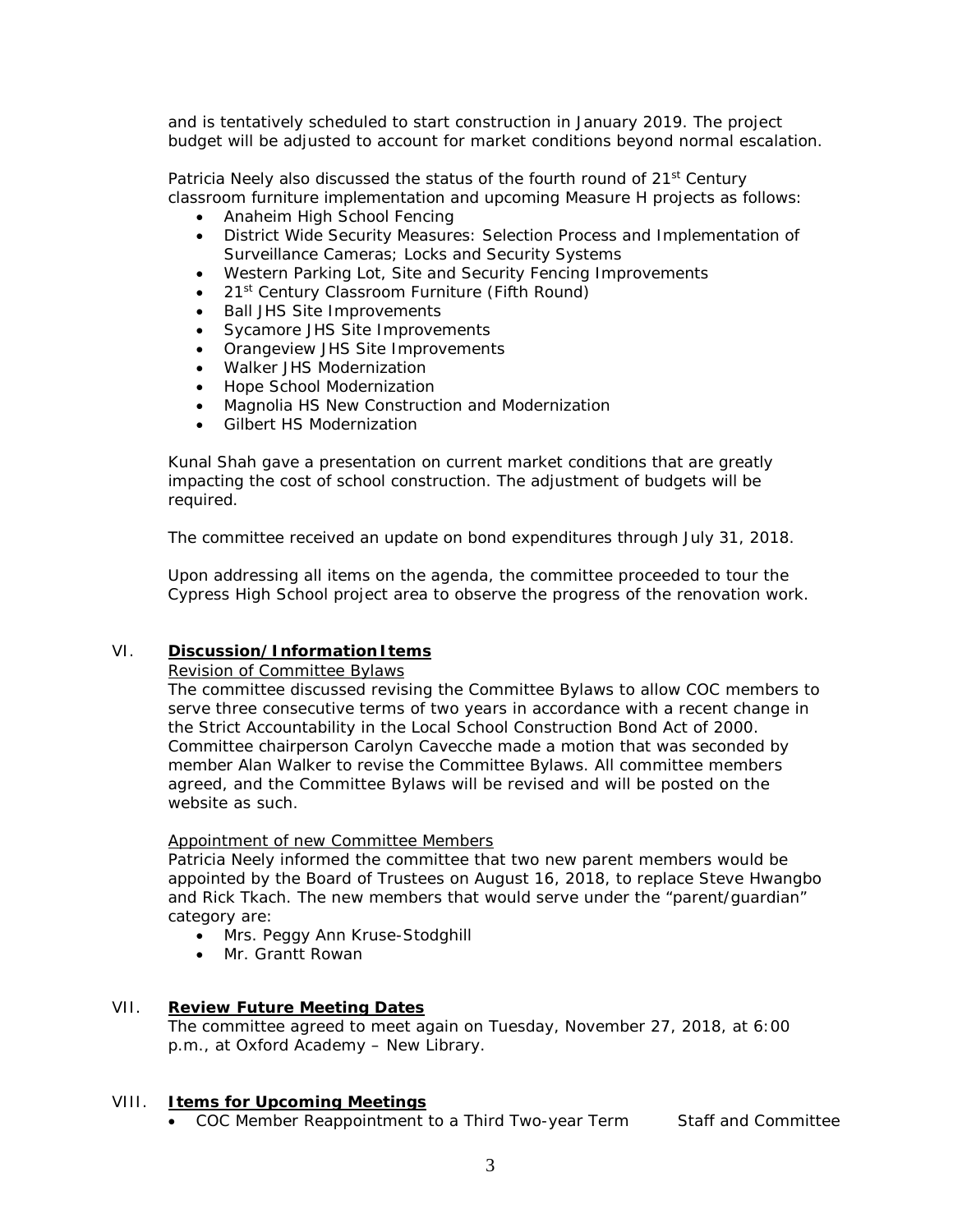and is tentatively scheduled to start construction in January 2019. The project budget will be adjusted to account for market conditions beyond normal escalation.

Patricia Neely also discussed the status of the fourth round of 21st Century classroom furniture implementation and upcoming Measure H projects as follows:

- Anaheim High School Fencing
- District Wide Security Measures: Selection Process and Implementation of Surveillance Cameras; Locks and Security Systems
- Western Parking Lot, Site and Security Fencing Improvements
- 21st Century Classroom Furniture (Fifth Round)
- Ball JHS Site Improvements
- Sycamore JHS Site Improvements
- Orangeview JHS Site Improvements
- Walker JHS Modernization
- Hope School Modernization
- Magnolia HS New Construction and Modernization
- Gilbert HS Modernization

Kunal Shah gave a presentation on current market conditions that are greatly impacting the cost of school construction. The adjustment of budgets will be required.

The committee received an update on bond expenditures through July 31, 2018.

Upon addressing all items on the agenda, the committee proceeded to tour the Cypress High School project area to observe the progress of the renovation work.

## VI. **Discussion/Information Items**

Revision of Committee Bylaws

The committee discussed revising the Committee Bylaws to allow COC members to serve three consecutive terms of two years in accordance with a recent change in the Strict Accountability in the Local School Construction Bond Act of 2000. Committee chairperson Carolyn Cavecche made a motion that was seconded by member Alan Walker to revise the Committee Bylaws. All committee members agreed, and the Committee Bylaws will be revised and will be posted on the website as such.

Appointment of new Committee Members

Patricia Neely informed the committee that two new parent members would be appointed by the Board of Trustees on August 16, 2018, to replace Steve Hwangbo and Rick Tkach. The new members that would serve under the "parent/guardian" category are:

- Mrs. Peggy Ann Kruse-Stodghill
- Mr. Grantt Rowan

## VII. **Review Future Meeting Dates**

The committee agreed to meet again on Tuesday, November 27, 2018, at 6:00 p.m., at Oxford Academy – New Library.

## VIII. **Items for Upcoming Meetings**

- COC Member Reappointment to a Third Two-year Term — Staff and Committee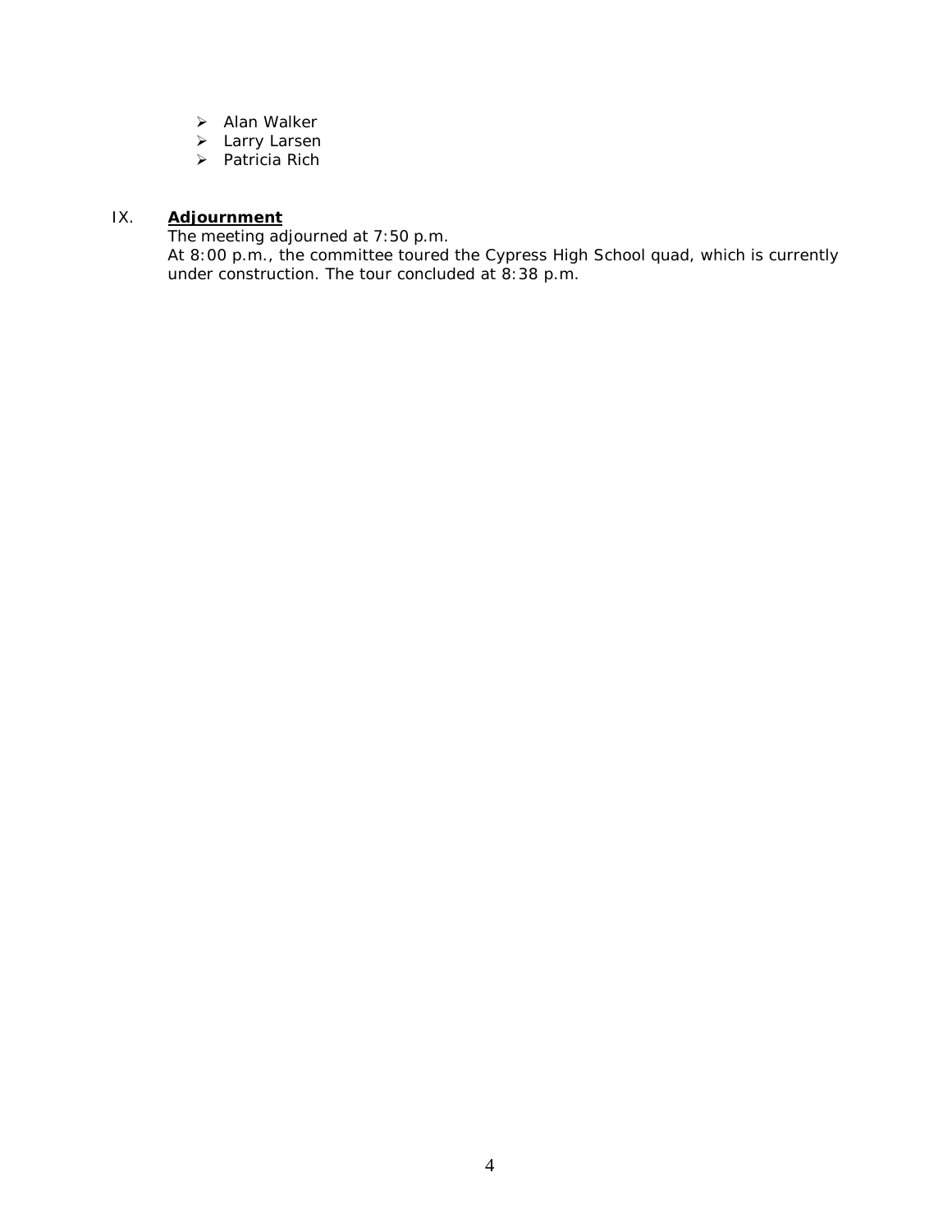- Alan Walker
- Larry Larsen
- Patricia Rich

IX. **Adjournment**

The meeting adjourned at 7:50 p.m.
At 8:00 p.m., the committee toured the Cypress High School quad, which is currently under construction. The tour concluded at 8:38 p.m.